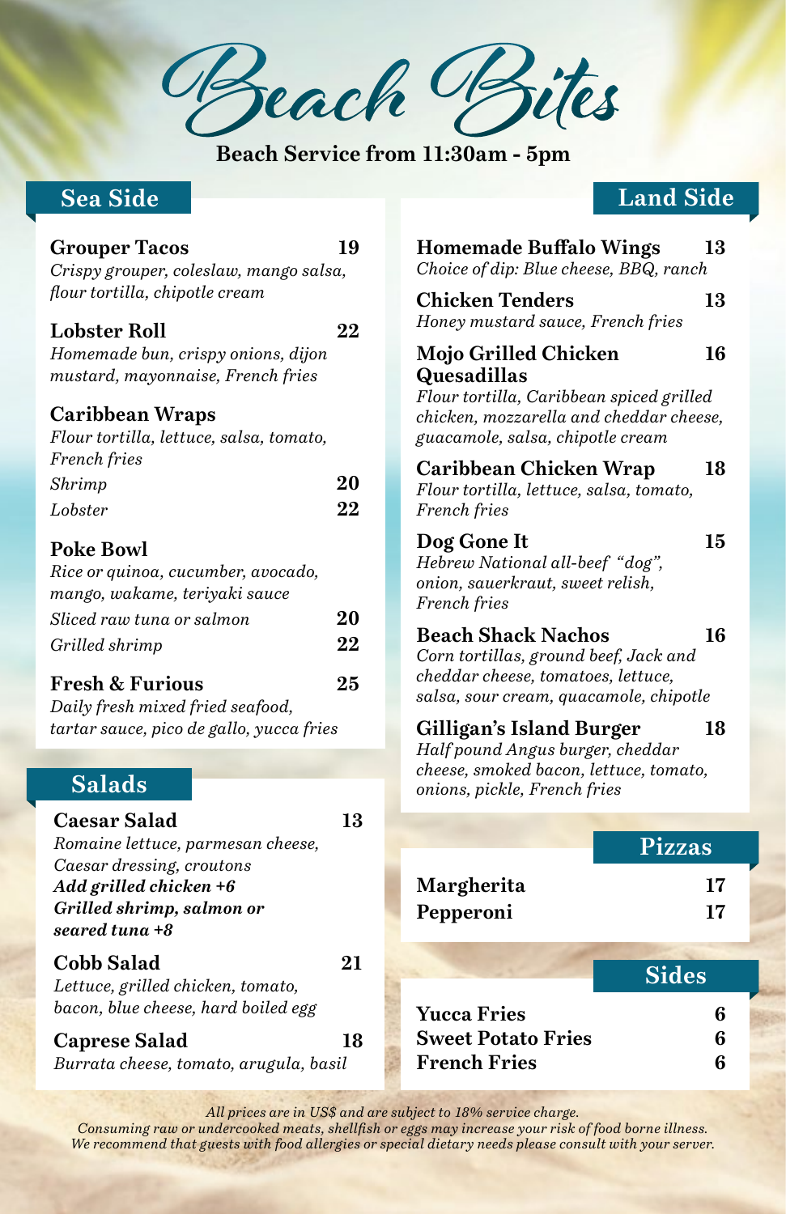# Beach Bites

**Beach Service from 11:30am - 5pm**

## Sea Side

**Grouper Tacos** — **19**
*Crispy grouper, coleslaw, mango salsa, flour tortilla, chipotle cream*

**Lobster Roll** — **22**
*Homemade bun, crispy onions, dijon mustard, mayonnaise, French fries*

**Caribbean Wraps**
*Flour tortilla, lettuce, salsa, tomato, French fries*
*Shrimp* — **20**
*Lobster* — **22**

**Poke Bowl**
*Rice or quinoa, cucumber, avocado, mango, wakame, teriyaki sauce*
*Sliced raw tuna or salmon* — **20**
*Grilled shrimp* — **22**

**Fresh & Furious** — **25**
*Daily fresh mixed fried seafood, tartar sauce, pico de gallo, yucca fries*

## Salads

**Caesar Salad** — **13**
*Romaine lettuce, parmesan cheese, Caesar dressing, croutons*
***Add grilled chicken +6***
***Grilled shrimp, salmon or seared tuna +8***

**Cobb Salad** — **21**
*Lettuce, grilled chicken, tomato, bacon, blue cheese, hard boiled egg*

**Caprese Salad** — **18**
*Burrata cheese, tomato, arugula, basil*

## Land Side

**Homemade Buffalo Wings** — **13**
*Choice of dip: Blue cheese, BBQ, ranch*

**Chicken Tenders** — **13**
*Honey mustard sauce, French fries*

**Mojo Grilled Chicken Quesadillas** — **16**
*Flour tortilla, Caribbean spiced grilled chicken, mozzarella and cheddar cheese, guacamole, salsa, chipotle cream*

**Caribbean Chicken Wrap** — **18**
*Flour tortilla, lettuce, salsa, tomato, French fries*

**Dog Gone It** — **15**
*Hebrew National all-beef "dog", onion, sauerkraut, sweet relish, French fries*

**Beach Shack Nachos** — **16**
*Corn tortillas, ground beef, Jack and cheddar cheese, tomatoes, lettuce, salsa, sour cream, quacamole, chipotle*

**Gilligan's Island Burger** — **18**
*Half pound Angus burger, cheddar cheese, smoked bacon, lettuce, tomato, onions, pickle, French fries*

## Pizzas

**Margherita** — **17**
**Pepperoni** — **17**

## Sides

**Yucca Fries** — **6**
**Sweet Potato Fries** — **6**
**French Fries** — **6**

*All prices are in US$ and are subject to 18% service charge.*
*Consuming raw or undercooked meats, shellfish or eggs may increase your risk of food borne illness.*
*We recommend that guests with food allergies or special dietary needs please consult with your server.*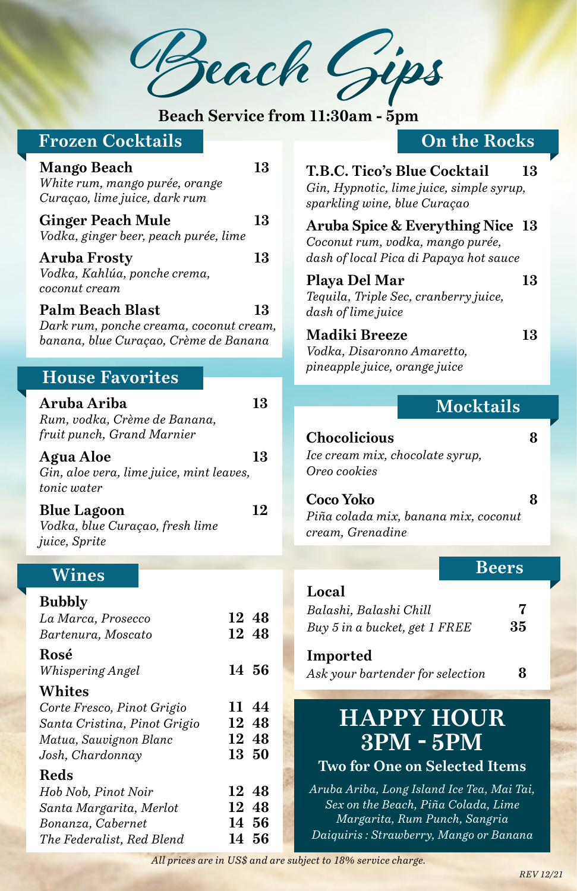# Beach Sips

**Beach Service from 11:30am - 5pm**

## Frozen Cocktails

**Mango Beach** 13
*White rum, mango purée, orange Curaçao, lime juice, dark rum*

**Ginger Peach Mule** 13
*Vodka, ginger beer, peach purée, lime*

**Aruba Frosty** 13
*Vodka, Kahlúa, ponche crema, coconut cream*

**Palm Beach Blast** 13
*Dark rum, ponche creama, coconut cream, banana, blue Curaçao, Crème de Banana*

## House Favorites

**Aruba Ariba** 13
*Rum, vodka, Crème de Banana, fruit punch, Grand Marnier*

**Agua Aloe** 13
*Gin, aloe vera, lime juice, mint leaves, tonic water*

**Blue Lagoon** 12
*Vodka, blue Curaçao, fresh lime juice, Sprite*

## Wines

**Bubbly**

| | | |
|---|---|---|
| *La Marca, Prosecco* | 12 | 48 |
| *Bartenura, Moscato* | 12 | 48 |

**Rosé**

| | | |
|---|---|---|
| *Whispering Angel* | 14 | 56 |

**Whites**

| | | |
|---|---|---|
| *Corte Fresco, Pinot Grigio* | 11 | 44 |
| *Santa Cristina, Pinot Grigio* | 12 | 48 |
| *Matua, Sauvignon Blanc* | 12 | 48 |
| *Josh, Chardonnay* | 13 | 50 |

**Reds**

| | | |
|---|---|---|
| *Hob Nob, Pinot Noir* | 12 | 48 |
| *Santa Margarita, Merlot* | 12 | 48 |
| *Bonanza, Cabernet* | 14 | 56 |
| *The Federalist, Red Blend* | 14 | 56 |

## On the Rocks

**T.B.C. Tico's Blue Cocktail** 13
*Gin, Hypnotic, lime juice, simple syrup, sparkling wine, blue Curaçao*

**Aruba Spice & Everything Nice** 13
*Coconut rum, vodka, mango purée, dash of local Pica di Papaya hot sauce*

**Playa Del Mar** 13
*Tequila, Triple Sec, cranberry juice, dash of lime juice*

**Madiki Breeze** 13
*Vodka, Disaronno Amaretto, pineapple juice, orange juice*

## Mocktails

**Chocolicious** 8
*Ice cream mix, chocolate syrup, Oreo cookies*

**Coco Yoko** 8
*Piña colada mix, banana mix, coconut cream, Grenadine*

## Beers

**Local**

| | |
|---|---|
| *Balashi, Balashi Chill* | 7 |
| *Buy 5 in a bucket, get 1 FREE* | 35 |

**Imported**

| | |
|---|---|
| *Ask your bartender for selection* | 8 |

## HAPPY HOUR 3PM - 5PM

**Two for One on Selected Items**

*Aruba Ariba, Long Island Ice Tea, Mai Tai, Sex on the Beach, Piña Colada, Lime Margarita, Rum Punch, Sangria Daiquiris : Strawberry, Mango or Banana*

*All prices are in US$ and are subject to 18% service charge.*

REV 12/21